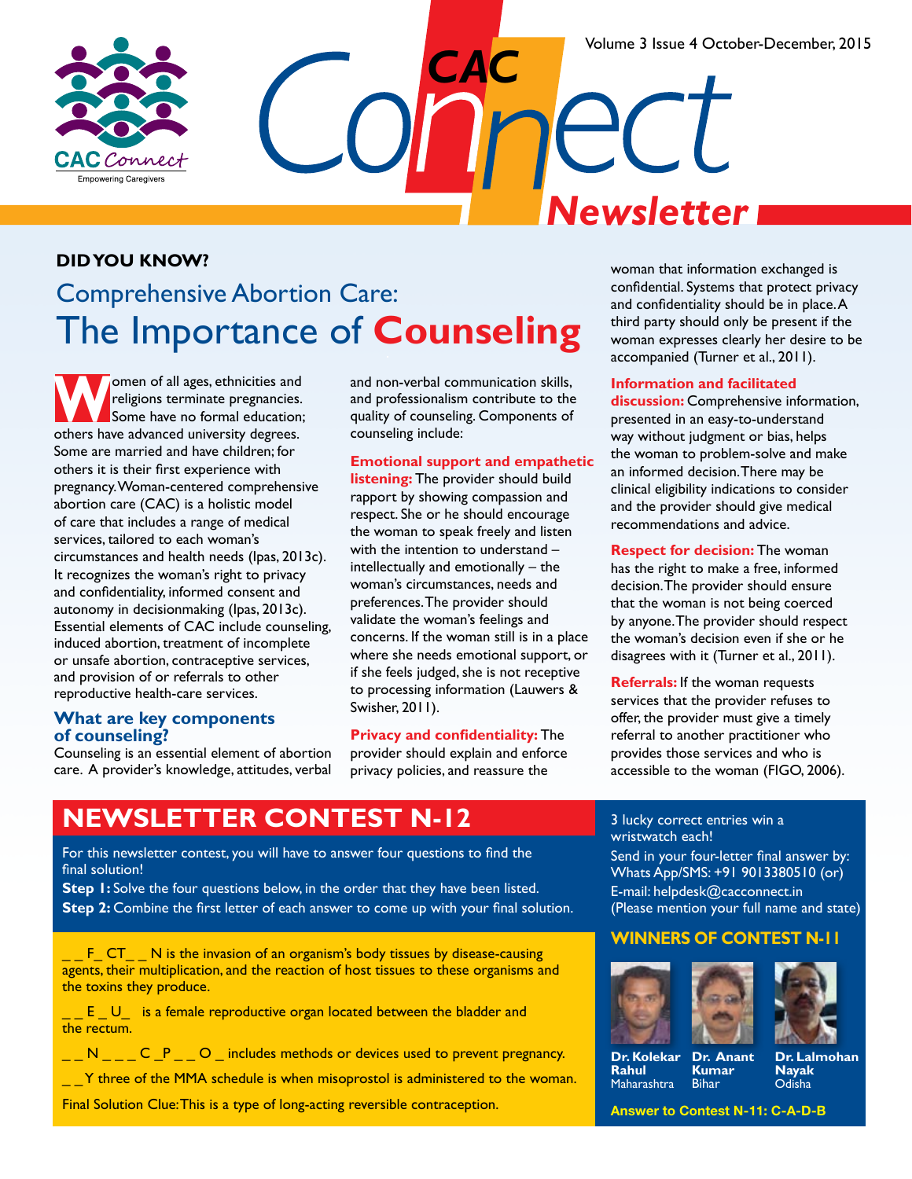# CAC Connect Newsletter

Volume 3 Issue 4 October-December, 2015

CAC Connect
Empowering Caregivers

**DID YOU KNOW?**

## Comprehensive Abortion Care: The Importance of Counseling

Women of all ages, ethnicities and religions terminate pregnancies. Some have no formal education; others have advanced university degrees. Some are married and have children; for others it is their first experience with pregnancy. Woman-centered comprehensive abortion care (CAC) is a holistic model of care that includes a range of medical services, tailored to each woman's circumstances and health needs (Ipas, 2013c). It recognizes the woman's right to privacy and confidentiality, informed consent and autonomy in decisionmaking (Ipas, 2013c). Essential elements of CAC include counseling, induced abortion, treatment of incomplete or unsafe abortion, contraceptive services, and provision of or referrals to other reproductive health-care services.

### What are key components of counseling?

Counseling is an essential element of abortion care. A provider's knowledge, attitudes, verbal and non-verbal communication skills, and professionalism contribute to the quality of counseling. Components of counseling include:

**Emotional support and empathetic listening:** The provider should build rapport by showing compassion and respect. She or he should encourage the woman to speak freely and listen with the intention to understand – intellectually and emotionally – the woman's circumstances, needs and preferences. The provider should validate the woman's feelings and concerns. If the woman still is in a place where she needs emotional support, or if she feels judged, she is not receptive to processing information (Lauwers & Swisher, 2011).

**Privacy and confidentiality:** The provider should explain and enforce privacy policies, and reassure the woman that information exchanged is confidential. Systems that protect privacy and confidentiality should be in place. A third party should only be present if the woman expresses clearly her desire to be accompanied (Turner et al., 2011).

**Information and facilitated discussion:** Comprehensive information, presented in an easy-to-understand way without judgment or bias, helps the woman to problem-solve and make an informed decision. There may be clinical eligibility indications to consider and the provider should give medical recommendations and advice.

**Respect for decision:** The woman has the right to make a free, informed decision. The provider should ensure that the woman is not being coerced by anyone. The provider should respect the woman's decision even if she or he disagrees with it (Turner et al., 2011).

**Referrals:** If the woman requests services that the provider refuses to offer, the provider must give a timely referral to another practitioner who provides those services and who is accessible to the woman (FIGO, 2006).

## NEWSLETTER CONTEST N-12

For this newsletter contest, you will have to answer four questions to find the final solution!

**Step 1:** Solve the four questions below, in the order that they have been listed.

**Step 2:** Combine the first letter of each answer to come up with your final solution.

_ _ F _ CT _ _ N is the invasion of an organism's body tissues by disease-causing agents, their multiplication, and the reaction of host tissues to these organisms and the toxins they produce.

_ _ E _ U_ is a female reproductive organ located between the bladder and the rectum.

_ _ N _ _ _ C _P _ _ O _ includes methods or devices used to prevent pregnancy.

_ _Y three of the MMA schedule is when misoprostol is administered to the woman.

Final Solution Clue: This is a type of long-acting reversible contraception.

3 lucky correct entries win a wristwatch each!

Send in your four-letter final answer by: Whats App/SMS: +91 9013380510 (or) E-mail: helpdesk@cacconnect.in

(Please mention your full name and state)

### WINNERS OF CONTEST N-11

**Dr. Kolekar Rahul** Maharashtra

**Dr. Anant Kumar** Bihar

**Dr. Lalmohan Nayak** Odisha

**Answer to Contest N-11: C-A-D-B**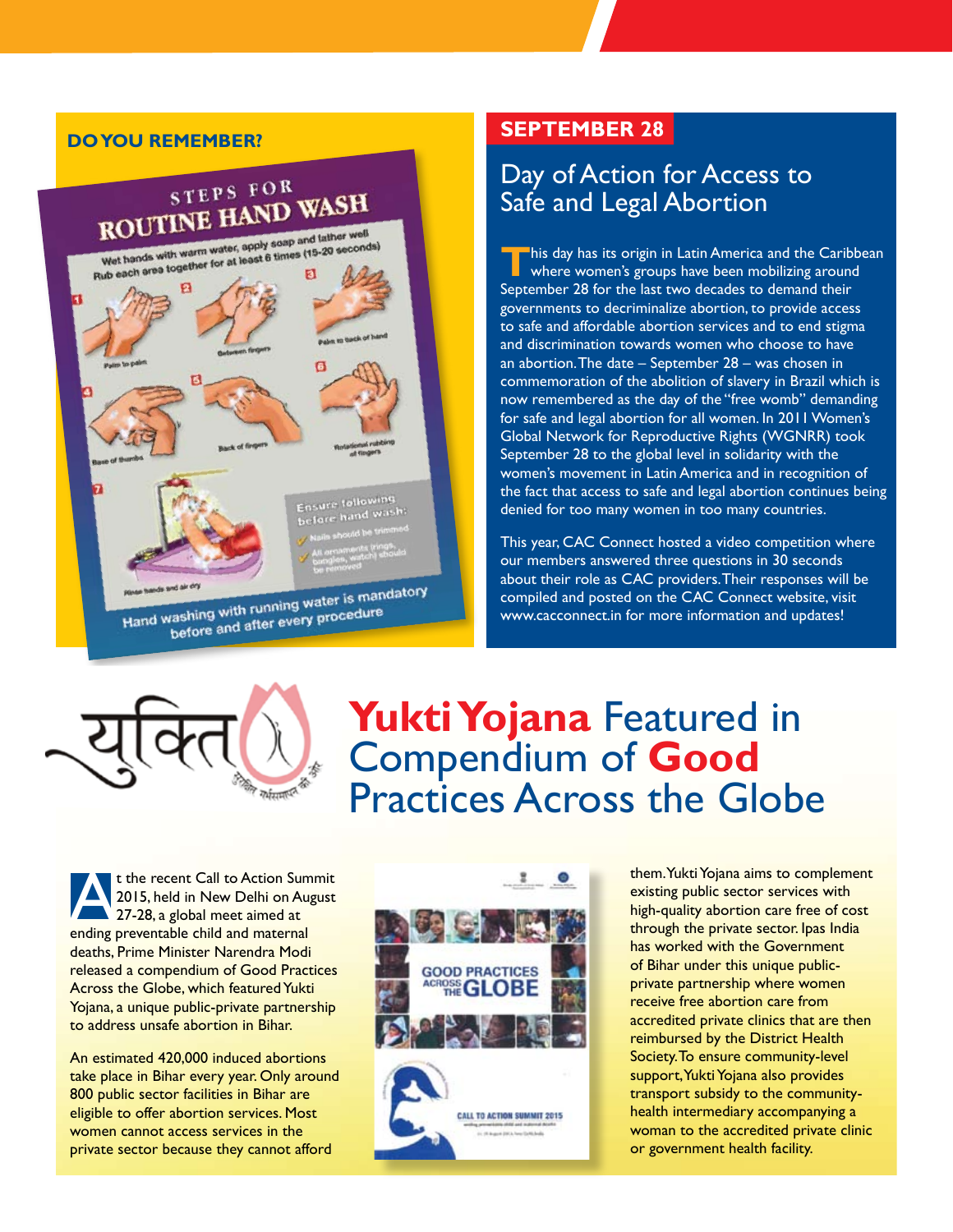## DO YOU REMEMBER?

### STEPS FOR ROUTINE HAND WASH

Wet hands with warm water, apply soap and lather well
Rub each area together for at least 6 times (15-20 seconds)

1. Palm to palm
2. Between fingers
3. Palm to back of hand
4. Base of thumbs
5. Back of fingers
6. Rotational rubbing of fingers
7. Rinse hands and air dry

Ensure following before hand wash:

- Nails should be trimmed
- All ornaments (rings, bangles, watch) should be removed

Hand washing with running water is mandatory before and after every procedure

## SEPTEMBER 28

### Day of Action for Access to Safe and Legal Abortion

This day has its origin in Latin America and the Caribbean where women's groups have been mobilizing around September 28 for the last two decades to demand their governments to decriminalize abortion, to provide access to safe and affordable abortion services and to end stigma and discrimination towards women who choose to have an abortion. The date – September 28 – was chosen in commemoration of the abolition of slavery in Brazil which is now remembered as the day of the "free womb" demanding for safe and legal abortion for all women. In 2011 Women's Global Network for Reproductive Rights (WGNRR) took September 28 to the global level in solidarity with the women's movement in Latin America and in recognition of the fact that access to safe and legal abortion continues being denied for too many women in too many countries.

This year, CAC Connect hosted a video competition where our members answered three questions in 30 seconds about their role as CAC providers. Their responses will be compiled and posted on the CAC Connect website, visit www.cacconnect.in for more information and updates!

युक्ति
सुरक्षित गर्भसमापन की ओर

## Yukti Yojana Featured in Compendium of Good Practices Across the Globe

At the recent Call to Action Summit 2015, held in New Delhi on August 27-28, a global meet aimed at ending preventable child and maternal deaths, Prime Minister Narendra Modi released a compendium of Good Practices Across the Globe, which featured Yukti Yojana, a unique public-private partnership to address unsafe abortion in Bihar.

An estimated 420,000 induced abortions take place in Bihar every year. Only around 800 public sector facilities in Bihar are eligible to offer abortion services. Most women cannot access services in the private sector because they cannot afford them. Yukti Yojana aims to complement existing public sector services with high-quality abortion care free of cost through the private sector. Ipas India has worked with the Government of Bihar under this unique public-private partnership where women receive free abortion care from accredited private clinics that are then reimbursed by the District Health Society. To ensure community-level support, Yukti Yojana also provides transport subsidy to the community-health intermediary accompanying a woman to the accredited private clinic or government health facility.

GOOD PRACTICES ACROSS THE GLOBE

CALL TO ACTION SUMMIT 2015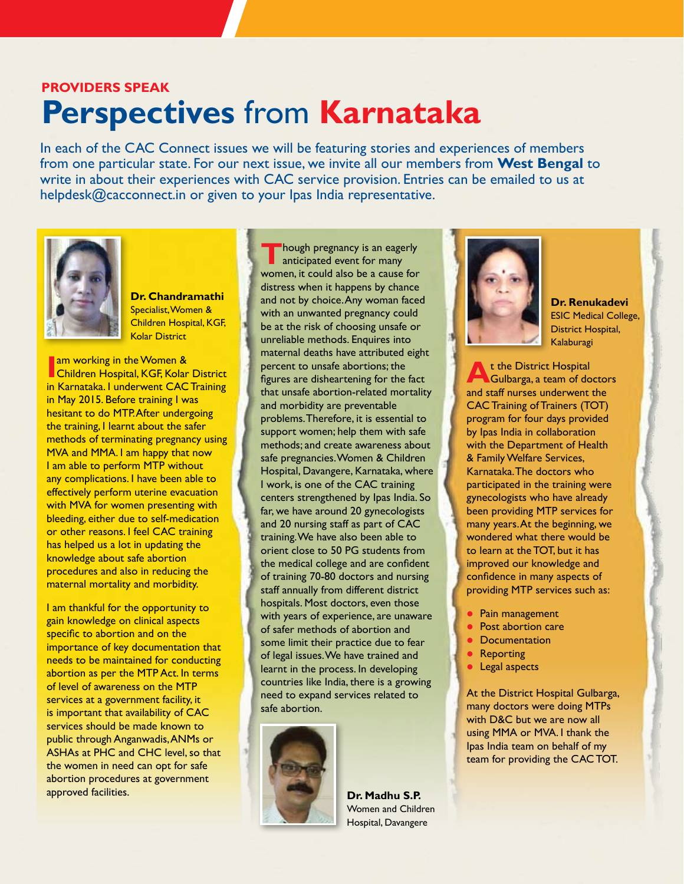**PROVIDERS SPEAK**

# Perspectives from Karnataka

In each of the CAC Connect issues we will be featuring stories and experiences of members from one particular state. For our next issue, we invite all our members from **West Bengal** to write in about their experiences with CAC service provision. Entries can be emailed to us at helpdesk@cacconnect.in or given to your Ipas India representative.

**Dr. Chandramathi**
Specialist, Women & Children Hospital, KGF, Kolar District

I am working in the Women & Children Hospital, KGF, Kolar District in Karnataka. I underwent CAC Training in May 2015. Before training I was hesitant to do MTP. After undergoing the training, I learnt about the safer methods of terminating pregnancy using MVA and MMA. I am happy that now I am able to perform MTP without any complications. I have been able to effectively perform uterine evacuation with MVA for women presenting with bleeding, either due to self-medication or other reasons. I feel CAC training has helped us a lot in updating the knowledge about safe abortion procedures and also in reducing the maternal mortality and morbidity.

I am thankful for the opportunity to gain knowledge on clinical aspects specific to abortion and on the importance of key documentation that needs to be maintained for conducting abortion as per the MTP Act. In terms of level of awareness on the MTP services at a government facility, it is important that availability of CAC services should be made known to public through Anganwadis, ANMs or ASHAs at PHC and CHC level, so that the women in need can opt for safe abortion procedures at government approved facilities.

Though pregnancy is an eagerly anticipated event for many women, it could also be a cause for distress when it happens by chance and not by choice. Any woman faced with an unwanted pregnancy could be at the risk of choosing unsafe or unreliable methods. Enquires into maternal deaths have attributed eight percent to unsafe abortions; the figures are disheartening for the fact that unsafe abortion-related mortality and morbidity are preventable problems. Therefore, it is essential to support women; help them with safe methods; and create awareness about safe pregnancies. Women & Children Hospital, Davangere, Karnataka, where I work, is one of the CAC training centers strengthened by Ipas India. So far, we have around 20 gynecologists and 20 nursing staff as part of CAC training. We have also been able to orient close to 50 PG students from the medical college and are confident of training 70-80 doctors and nursing staff annually from different district hospitals. Most doctors, even those with years of experience, are unaware of safer methods of abortion and some limit their practice due to fear of legal issues. We have trained and learnt in the process. In developing countries like India, there is a growing need to expand services related to safe abortion.

**Dr. Madhu S.P.**
Women and Children Hospital, Davangere

**Dr. Renukadevi**
ESIC Medical College, District Hospital, Kalaburagi

At the District Hospital Gulbarga, a team of doctors and staff nurses underwent the CAC Training of Trainers (TOT) program for four days provided by Ipas India in collaboration with the Department of Health & Family Welfare Services, Karnataka. The doctors who participated in the training were gynecologists who have already been providing MTP services for many years. At the beginning, we wondered what there would be to learn at the TOT, but it has improved our knowledge and confidence in many aspects of providing MTP services such as:

- Pain management
- Post abortion care
- Documentation
- Reporting
- Legal aspects

At the District Hospital Gulbarga, many doctors were doing MTPs with D&C but we are now all using MMA or MVA. I thank the Ipas India team on behalf of my team for providing the CAC TOT.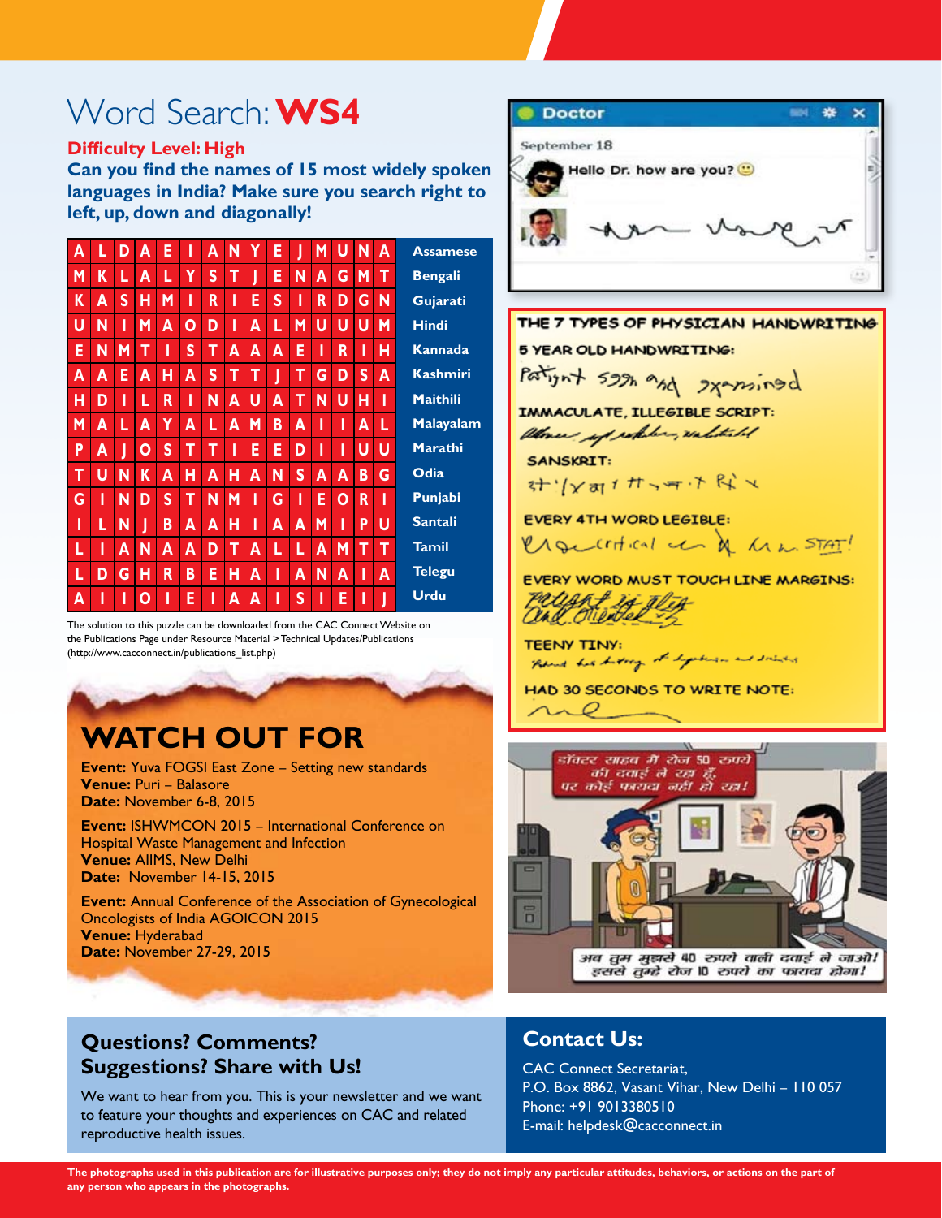# Word Search: **WS4**

**Difficulty Level: High**

**Can you find the names of 15 most widely spoken languages in India? Make sure you search right to left, up, down and diagonally!**

| | | | | | | | | | | | | | | |
|---|---|---|---|---|---|---|---|---|---|---|---|---|---|---|
| A | L | D | A | E | I | A | N | Y | E | J | M | U | N | A |
| M | K | L | A | L | Y | S | T | J | E | N | A | G | M | T |
| K | A | S | H | M | I | R | I | E | S | I | R | D | G | N |
| U | N | I | M | A | O | D | I | A | L | M | U | U | U | M |
| E | N | M | T | I | S | T | A | A | A | E | I | R | I | H |
| A | A | E | A | H | A | S | T | T | J | T | G | D | S | A |
| H | D | I | L | R | I | N | A | U | A | T | N | U | H | I |
| M | A | L | A | Y | A | L | A | M | B | A | I | I | A | L |
| P | A | J | O | S | T | T | I | E | E | D | I | I | U | U |
| T | U | N | K | A | H | A | H | A | N | S | A | A | B | G |
| G | I | N | D | S | T | N | M | I | G | I | E | O | R | I |
| I | L | N | J | B | A | A | H | I | A | A | M | I | P | U |
| L | I | A | N | A | A | D | T | A | L | L | A | M | T | T |
| L | D | G | H | R | B | E | H | A | I | A | N | A | I | A |
| A | I | I | O | I | E | I | A | A | I | S | I | E | I | J |

- Assamese
- Bengali
- Gujarati
- Hindi
- Kannada
- Kashmiri
- Maithili
- Malayalam
- Marathi
- Odia
- Punjabi
- Santali
- Tamil
- Telegu
- Urdu

The solution to this puzzle can be downloaded from the CAC Connect Website on the Publications Page under Resource Material > Technical Updates/Publications (http://www.cacconnect.in/publications_list.php)

## WATCH OUT FOR

**Event:** Yuva FOGSI East Zone – Setting new standards
**Venue:** Puri – Balasore
**Date:** November 6-8, 2015

**Event:** ISHWMCON 2015 – International Conference on Hospital Waste Management and Infection
**Venue:** AIIMS, New Delhi
**Date:** November 14-15, 2015

**Event:** Annual Conference of the Association of Gynecological Oncologists of India AGOICON 2015
**Venue:** Hyderabad
**Date:** November 27-29, 2015

Doctor

September 18

Hello Dr. how are you?

THE 7 TYPES OF PHYSICIAN HANDWRITING

5 YEAR OLD HANDWRITING:

IMMACULATE, ILLEGIBLE SCRIPT:

SANSKRIT:

EVERY 4TH WORD LEGIBLE:

EVERY WORD MUST TOUCH LINE MARGINS:

TEENY TINY:

HAD 30 SECONDS TO WRITE NOTE:

डॉक्टर साहब मैं रोज 50 रुपये की दवाई ले रहा हूँ, पर कोई फायदा नहीं हो रहा!

अब तुम मुझसे 40 रुपये वाली दवाई ले जाओ! इससे तुम्हें रोज 10 रुपये का फायदा होगा!

## Questions? Comments? Suggestions? Share with Us!

We want to hear from you. This is your newsletter and we want to feature your thoughts and experiences on CAC and related reproductive health issues.

## Contact Us:

CAC Connect Secretariat,
P.O. Box 8862, Vasant Vihar, New Delhi – 110 057
Phone: +91 9013380510
E-mail: helpdesk@cacconnect.in

**The photographs used in this publication are for illustrative purposes only; they do not imply any particular attitudes, behaviors, or actions on the part of any person who appears in the photographs.**